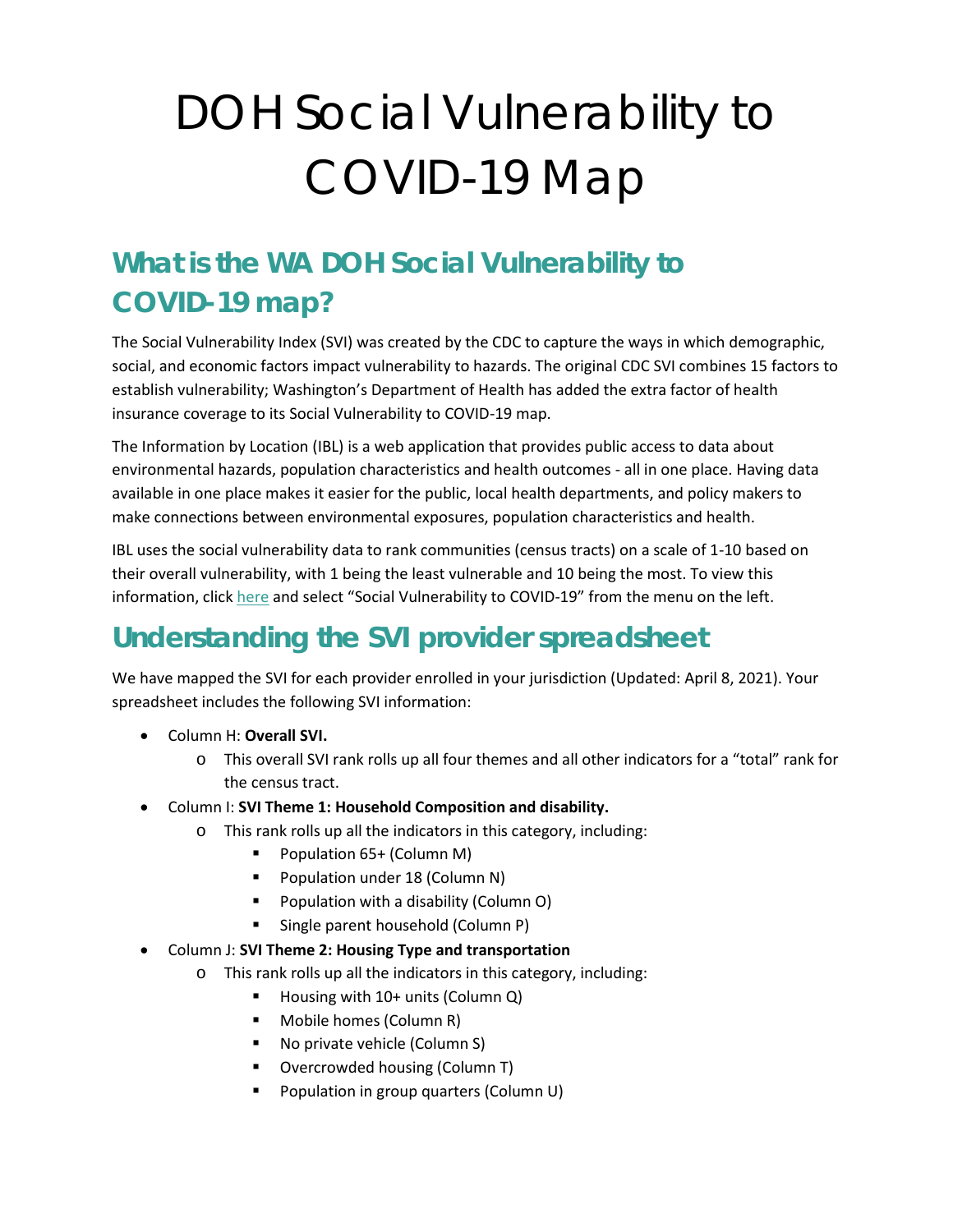# DOH Social Vulnerability to COVID-19 Map

## What is the WA DOH Social Vulnerability to COVID-19 map?

The Social Vulnerability Index (SVI) was created by the CDC to capture the ways in which demographic, social, and economic factors impact vulnerability to hazards. The original CDC SVI combines 15 factors to establish vulnerability; Washington's Department of Health has added the extra factor of health insurance coverage to its Social Vulnerability to COVID-19 map.

The Information by Location (IBL) is a web application that provides public access to data about environmental hazards, population characteristics and health outcomes - all in one place. Having data available in one place makes it easier for the public, local health departments, and policy makers to make connections between environmental exposures, population characteristics and health.

IBL uses the social vulnerability data to rank communities (census tracts) on a scale of 1-10 based on their overall vulnerability, with 1 being the least vulnerable and 10 being the most. To view this information, click here and select "Social Vulnerability to COVID-19" from the menu on the left.

## Understanding the SVI provider spreadsheet

We have mapped the SVI for each provider enrolled in your jurisdiction (Updated: April 8, 2021). Your spreadsheet includes the following SVI information:

- Column H: **Overall SVI.**
  - This overall SVI rank rolls up all four themes and all other indicators for a "total" rank for the census tract.
- Column I: **SVI Theme 1: Household Composition and disability.**
  - This rank rolls up all the indicators in this category, including:
    - Population 65+ (Column M)
    - Population under 18 (Column N)
    - Population with a disability (Column O)
    - Single parent household (Column P)
- Column J: **SVI Theme 2: Housing Type and transportation**
  - This rank rolls up all the indicators in this category, including:
    - Housing with 10+ units (Column Q)
    - Mobile homes (Column R)
    - No private vehicle (Column S)
    - Overcrowded housing (Column T)
    - Population in group quarters (Column U)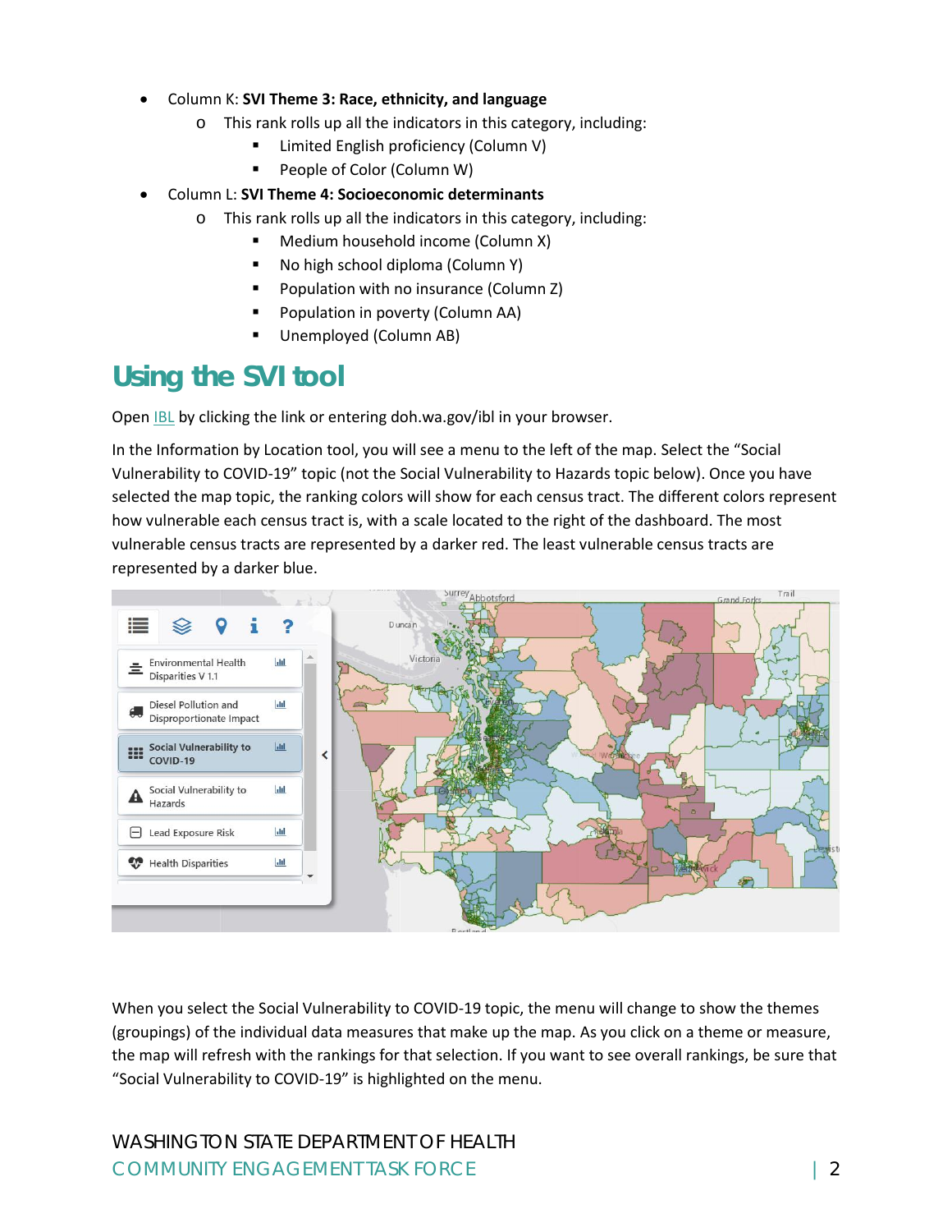- Column K: **SVI Theme 3: Race, ethnicity, and language**
    - This rank rolls up all the indicators in this category, including:
        - Limited English proficiency (Column V)
        - People of Color (Column W)
- Column L: **SVI Theme 4: Socioeconomic determinants**
    - This rank rolls up all the indicators in this category, including:
        - Medium household income (Column X)
        - No high school diploma (Column Y)
        - Population with no insurance (Column Z)
        - Population in poverty (Column AA)
        - Unemployed (Column AB)

## Using the SVI tool

Open IBL by clicking the link or entering doh.wa.gov/ibl in your browser.

In the Information by Location tool, you will see a menu to the left of the map. Select the "Social Vulnerability to COVID-19" topic (not the Social Vulnerability to Hazards topic below). Once you have selected the map topic, the ranking colors will show for each census tract. The different colors represent how vulnerable each census tract is, with a scale located to the right of the dashboard. The most vulnerable census tracts are represented by a darker red. The least vulnerable census tracts are represented by a darker blue.

When you select the Social Vulnerability to COVID-19 topic, the menu will change to show the themes (groupings) of the individual data measures that make up the map. As you click on a theme or measure, the map will refresh with the rankings for that selection. If you want to see overall rankings, be sure that "Social Vulnerability to COVID-19" is highlighted on the menu.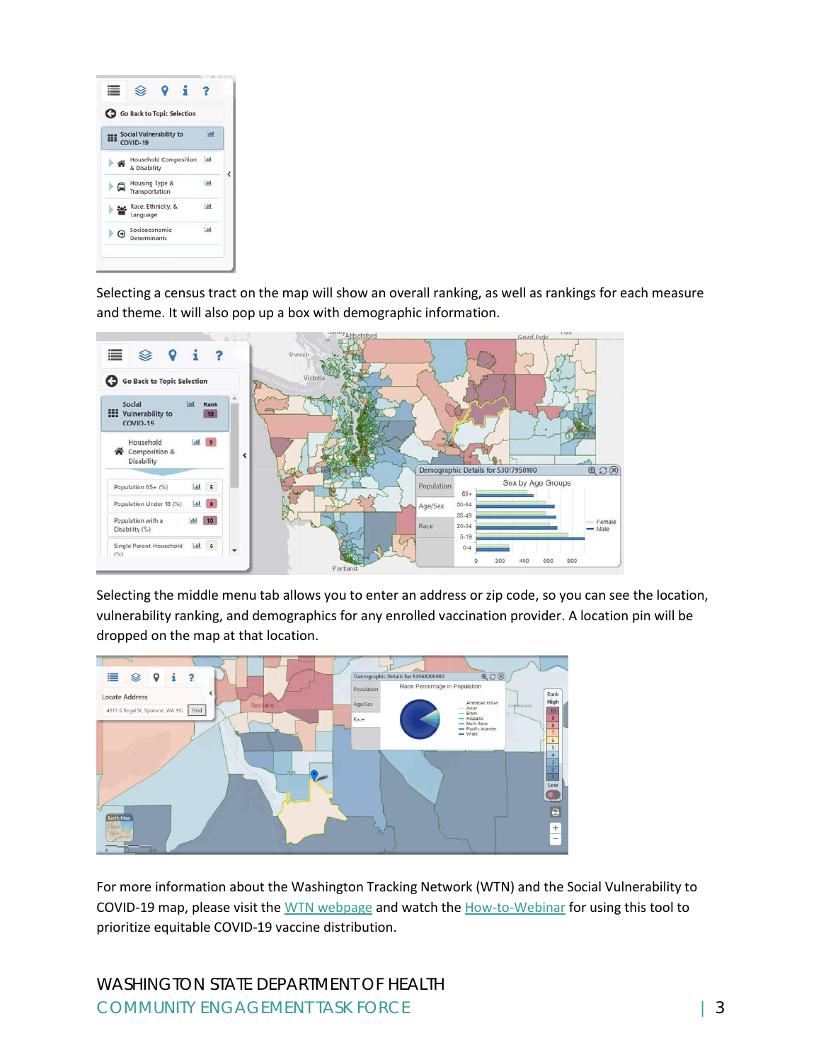Selecting a census tract on the map will show an overall ranking, as well as rankings for each measure and theme. It will also pop up a box with demographic information.

Selecting the middle menu tab allows you to enter an address or zip code, so you can see the location, vulnerability ranking, and demographics for any enrolled vaccination provider. A location pin will be dropped on the map at that location.

For more information about the Washington Tracking Network (WTN) and the Social Vulnerability to COVID-19 map, please visit the WTN webpage and watch the How-to-Webinar for using this tool to prioritize equitable COVID-19 vaccine distribution.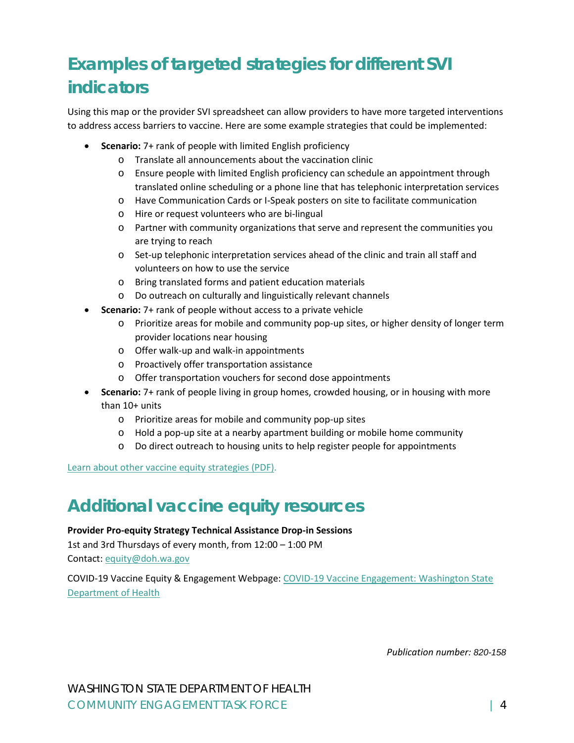## Examples of targeted strategies for different SVI indicators

Using this map or the provider SVI spreadsheet can allow providers to have more targeted interventions to address access barriers to vaccine. Here are some example strategies that could be implemented:

- **Scenario:** 7+ rank of people with limited English proficiency
  - Translate all announcements about the vaccination clinic
  - Ensure people with limited English proficiency can schedule an appointment through translated online scheduling or a phone line that has telephonic interpretation services
  - Have Communication Cards or I-Speak posters on site to facilitate communication
  - Hire or request volunteers who are bi-lingual
  - Partner with community organizations that serve and represent the communities you are trying to reach
  - Set-up telephonic interpretation services ahead of the clinic and train all staff and volunteers on how to use the service
  - Bring translated forms and patient education materials
  - Do outreach on culturally and linguistically relevant channels
- **Scenario:** 7+ rank of people without access to a private vehicle
  - Prioritize areas for mobile and community pop-up sites, or higher density of longer term provider locations near housing
  - Offer walk-up and walk-in appointments
  - Proactively offer transportation assistance
  - Offer transportation vouchers for second dose appointments
- **Scenario:** 7+ rank of people living in group homes, crowded housing, or in housing with more than 10+ units
  - Prioritize areas for mobile and community pop-up sites
  - Hold a pop-up site at a nearby apartment building or mobile home community
  - Do direct outreach to housing units to help register people for appointments

[Learn about other vaccine equity strategies (PDF).]

## Additional vaccine equity resources

**Provider Pro-equity Strategy Technical Assistance Drop-in Sessions**
1st and 3rd Thursdays of every month, from 12:00 – 1:00 PM
Contact: equity@doh.wa.gov

COVID-19 Vaccine Equity & Engagement Webpage: COVID-19 Vaccine Engagement: Washington State Department of Health

*Publication number: 820-158*